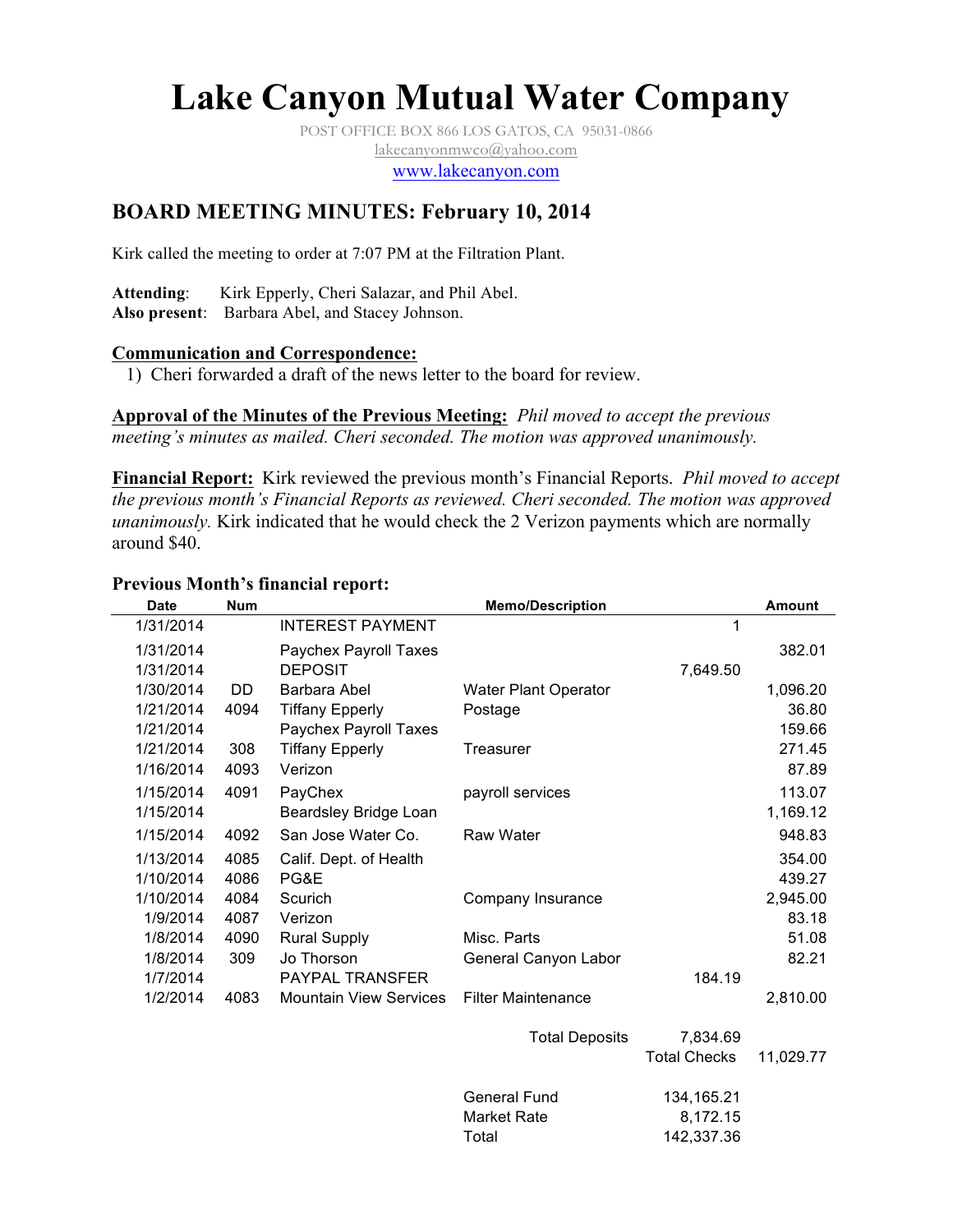# Lake Canyon Mutual Water Company

POST OFFICE BOX 866 LOS GATOS, CA 95031-0866
lakecanyonmwco@yahoo.com
www.lakecanyon.com

## BOARD MEETING MINUTES: February 10, 2014

Kirk called the meeting to order at 7:07 PM at the Filtration Plant.

**Attending**: Kirk Epperly, Cheri Salazar, and Phil Abel.
**Also present**: Barbara Abel, and Stacey Johnson.

**Communication and Correspondence:**

1) Cheri forwarded a draft of the news letter to the board for review.

**Approval of the Minutes of the Previous Meeting:** *Phil moved to accept the previous meeting's minutes as mailed. Cheri seconded. The motion was approved unanimously.*

**Financial Report:** Kirk reviewed the previous month's Financial Reports. *Phil moved to accept the previous month's Financial Reports as reviewed. Cheri seconded. The motion was approved unanimously.* Kirk indicated that he would check the 2 Verizon payments which are normally around $40.

**Previous Month's financial report:**

| Date | Num | | Memo/Description | | Amount |
|---|---|---|---|---|---|
| 1/31/2014 | | INTEREST PAYMENT | | 1 | |
| 1/31/2014 | | Paychex Payroll Taxes | | | 382.01 |
| 1/31/2014 | | DEPOSIT | | 7,649.50 | |
| 1/30/2014 | DD | Barbara Abel | Water Plant Operator | | 1,096.20 |
| 1/21/2014 | 4094 | Tiffany Epperly | Postage | | 36.80 |
| 1/21/2014 | | Paychex Payroll Taxes | | | 159.66 |
| 1/21/2014 | 308 | Tiffany Epperly | Treasurer | | 271.45 |
| 1/16/2014 | 4093 | Verizon | | | 87.89 |
| 1/15/2014 | 4091 | PayChex | payroll services | | 113.07 |
| 1/15/2014 | | Beardsley Bridge Loan | | | 1,169.12 |
| 1/15/2014 | 4092 | San Jose Water Co. | Raw Water | | 948.83 |
| 1/13/2014 | 4085 | Calif. Dept. of Health | | | 354.00 |
| 1/10/2014 | 4086 | PG&E | | | 439.27 |
| 1/10/2014 | 4084 | Scurich | Company Insurance | | 2,945.00 |
| 1/9/2014 | 4087 | Verizon | | | 83.18 |
| 1/8/2014 | 4090 | Rural Supply | Misc. Parts | | 51.08 |
| 1/8/2014 | 309 | Jo Thorson | General Canyon Labor | | 82.21 |
| 1/7/2014 | | PAYPAL TRANSFER | | 184.19 | |
| 1/2/2014 | 4083 | Mountain View Services | Filter Maintenance | | 2,810.00 |
| | | | Total Deposits | 7,834.69 | |
| | | | | Total Checks | 11,029.77 |
| | | | General Fund | 134,165.21 | |
| | | | Market Rate | 8,172.15 | |
| | | | Total | 142,337.36 | |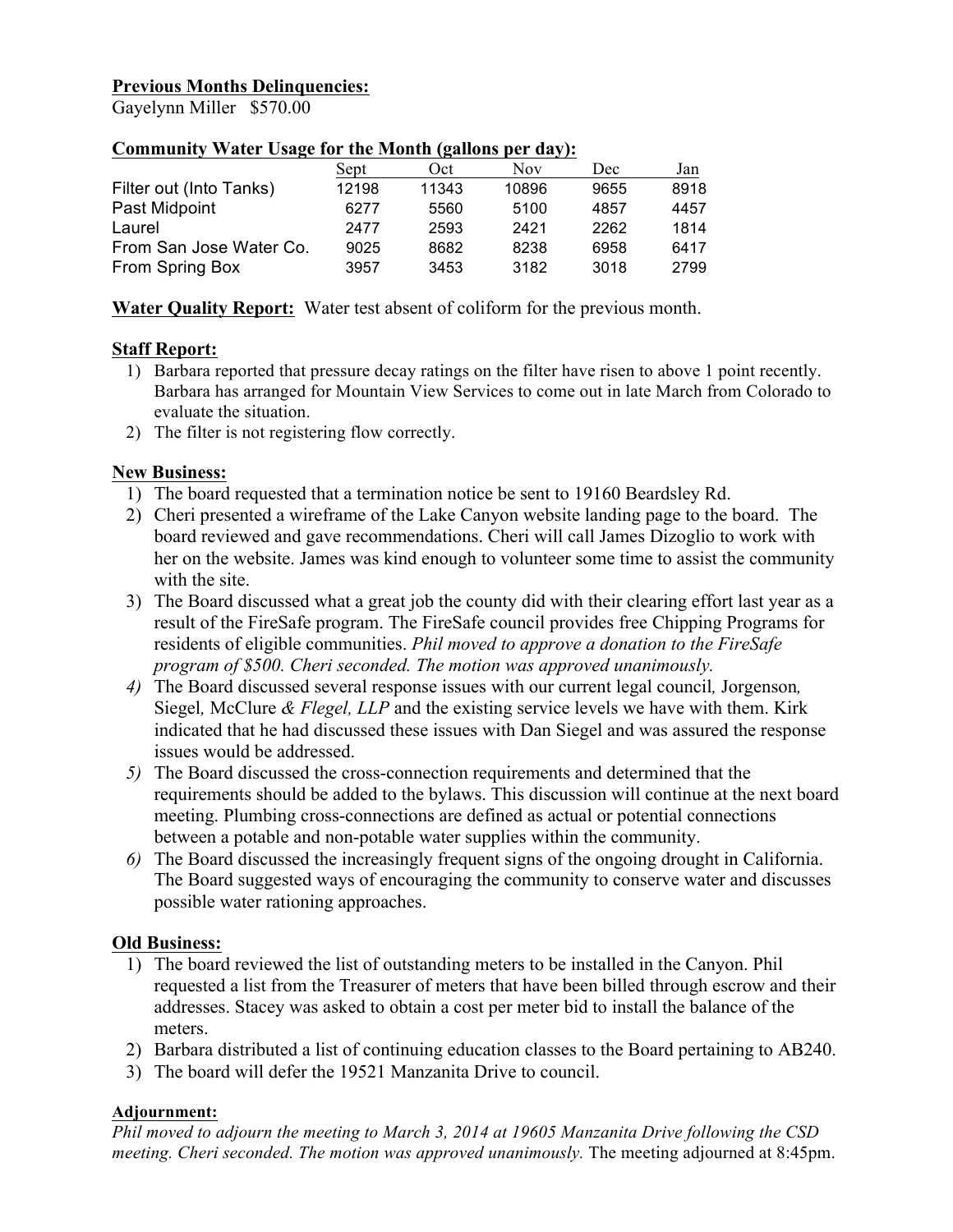**Previous Months Delinquencies:**
Gayelynn Miller $570.00

**Community Water Usage for the Month (gallons per day):**

| | Sept | Oct | Nov | Dec | Jan |
|---|---|---|---|---|---|
| Filter out (Into Tanks) | 12198 | 11343 | 10896 | 9655 | 8918 |
| Past Midpoint | 6277 | 5560 | 5100 | 4857 | 4457 |
| Laurel | 2477 | 2593 | 2421 | 2262 | 1814 |
| From San Jose Water Co. | 9025 | 8682 | 8238 | 6958 | 6417 |
| From Spring Box | 3957 | 3453 | 3182 | 3018 | 2799 |

**Water Quality Report:** Water test absent of coliform for the previous month.

**Staff Report:**

1) Barbara reported that pressure decay ratings on the filter have risen to above 1 point recently. Barbara has arranged for Mountain View Services to come out in late March from Colorado to evaluate the situation.
2) The filter is not registering flow correctly.

**New Business:**

1) The board requested that a termination notice be sent to 19160 Beardsley Rd.
2) Cheri presented a wireframe of the Lake Canyon website landing page to the board. The board reviewed and gave recommendations. Cheri will call James Dizoglio to work with her on the website. James was kind enough to volunteer some time to assist the community with the site.
3) The Board discussed what a great job the county did with their clearing effort last year as a result of the FireSafe program. The FireSafe council provides free Chipping Programs for residents of eligible communities. *Phil moved to approve a donation to the FireSafe program of $500. Cheri seconded. The motion was approved unanimously.*
4) The Board discussed several response issues with our current legal council, Jorgenson, Siegel, McClure *& Flegel, LLP* and the existing service levels we have with them. Kirk indicated that he had discussed these issues with Dan Siegel and was assured the response issues would be addressed.
5) The Board discussed the cross-connection requirements and determined that the requirements should be added to the bylaws. This discussion will continue at the next board meeting. Plumbing cross-connections are defined as actual or potential connections between a potable and non-potable water supplies within the community.
6) The Board discussed the increasingly frequent signs of the ongoing drought in California. The Board suggested ways of encouraging the community to conserve water and discusses possible water rationing approaches.

**Old Business:**

1) The board reviewed the list of outstanding meters to be installed in the Canyon. Phil requested a list from the Treasurer of meters that have been billed through escrow and their addresses. Stacey was asked to obtain a cost per meter bid to install the balance of the meters.
2) Barbara distributed a list of continuing education classes to the Board pertaining to AB240.
3) The board will defer the 19521 Manzanita Drive to council.

**Adjournment:**
*Phil moved to adjourn the meeting to March 3, 2014 at 19605 Manzanita Drive following the CSD meeting. Cheri seconded. The motion was approved unanimously.* The meeting adjourned at 8:45pm.